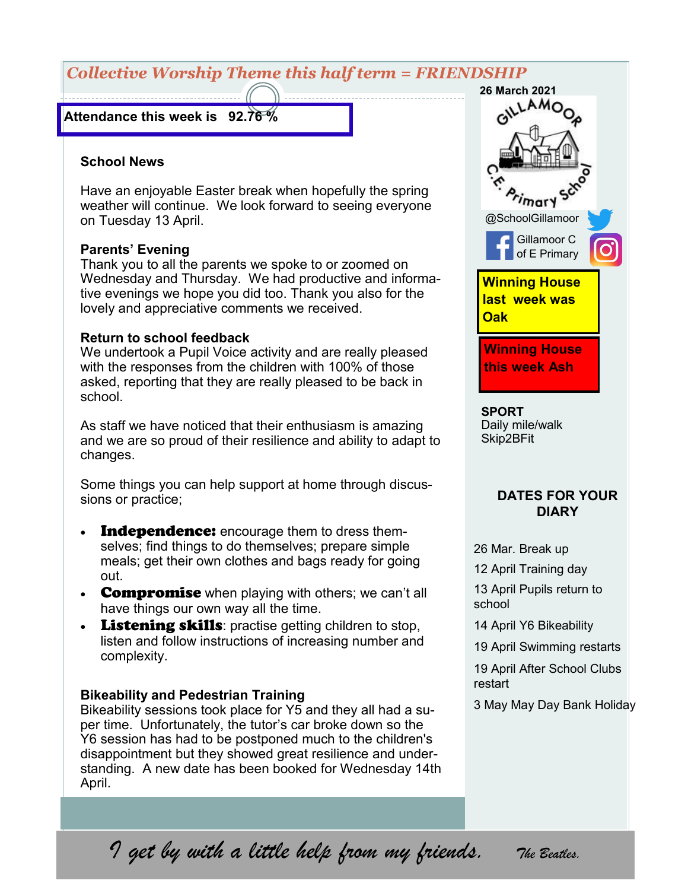## Collective Worship Theme this half term = FRIENDSHIP

**Attendance this week is 92.76 %**

26 March 2021

GILLAMOOR C.E. Primary School

@SchoolGillamoor

Gillamoor C of E Primary

### School News

Have an enjoyable Easter break when hopefully the spring weather will continue. We look forward to seeing everyone on Tuesday 13 April.

### Parents' Evening

Thank you to all the parents we spoke to or zoomed on Wednesday and Thursday. We had productive and informative evenings we hope you did too. Thank you also for the lovely and appreciative comments we received.

### Return to school feedback

We undertook a Pupil Voice activity and are really pleased with the responses from the children with 100% of those asked, reporting that they are really pleased to be back in school.

As staff we have noticed that their enthusiasm is amazing and we are so proud of their resilience and ability to adapt to changes.

Some things you can help support at home through discussions or practice;

- **Independence:** encourage them to dress themselves; find things to do themselves; prepare simple meals; get their own clothes and bags ready for going out.
- **Compromise** when playing with others; we can't all have things our own way all the time.
- **Listening skills**: practise getting children to stop, listen and follow instructions of increasing number and complexity.

### Bikeability and Pedestrian Training

Bikeability sessions took place for Y5 and they all had a super time. Unfortunately, the tutor's car broke down so the Y6 session has had to be postponed much to the children's disappointment but they showed great resilience and understanding. A new date has been booked for Wednesday 14th April.

**Winning House last week was Oak**

**Winning House this week Ash**

**SPORT**

Daily mile/walk
Skip2BFit

### DATES FOR YOUR DIARY

26 Mar. Break up

12 April Training day

13 April Pupils return to school

14 April Y6 Bikeability

19 April Swimming restarts

19 April After School Clubs restart

3 May May Day Bank Holiday

*I get by with a little help from my friends.* *The Beatles.*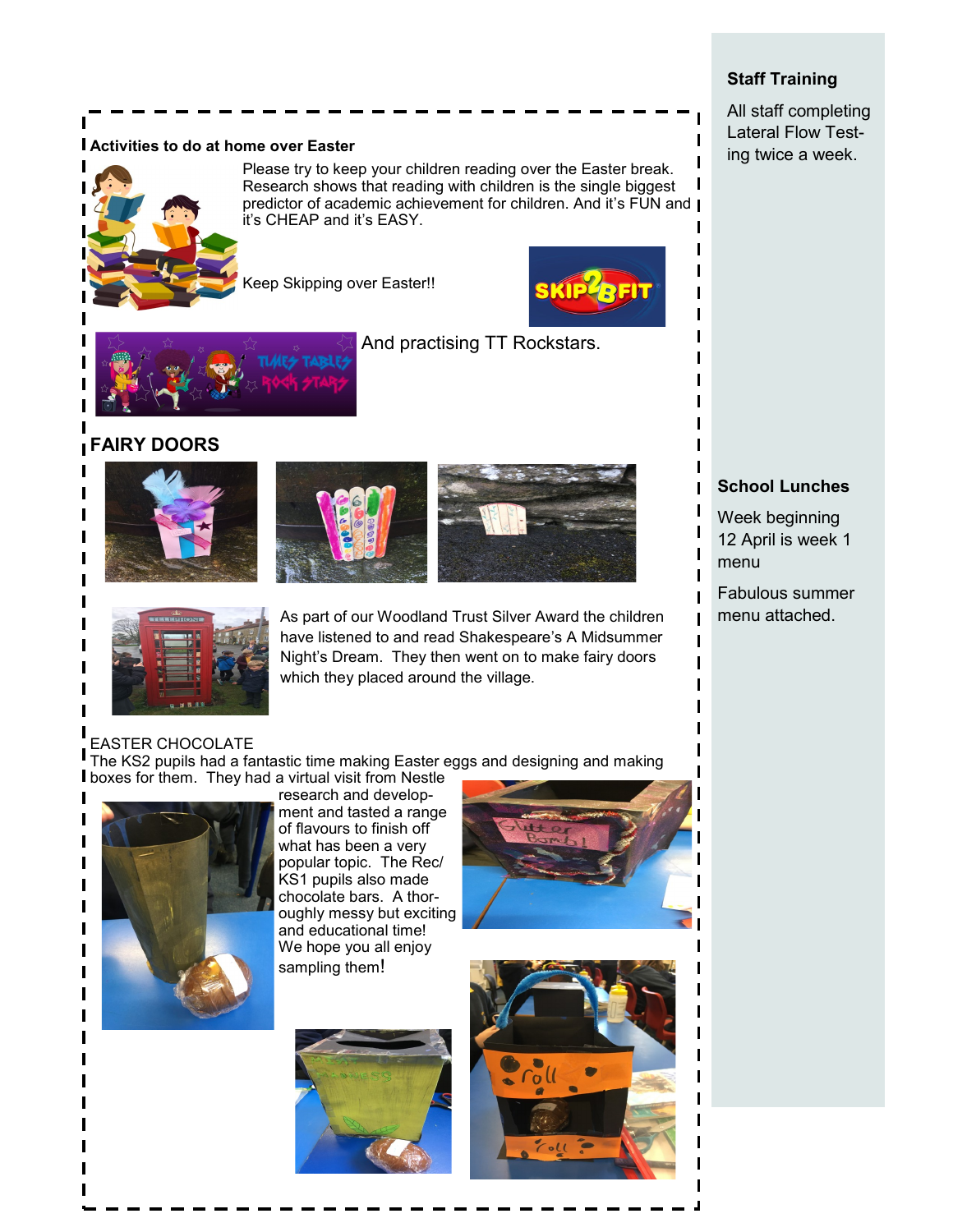### Activities to do at home over Easter

Please try to keep your children reading over the Easter break. Research shows that reading with children is the single biggest predictor of academic achievement for children. And it's FUN and it's CHEAP and it's EASY.

Keep Skipping over Easter!!

And practising TT Rockstars.

## FAIRY DOORS

As part of our Woodland Trust Silver Award the children have listened to and read Shakespeare's A Midsummer Night's Dream. They then went on to make fairy doors which they placed around the village.

EASTER CHOCOLATE

The KS2 pupils had a fantastic time making Easter eggs and designing and making boxes for them. They had a virtual visit from Nestle research and development and tasted a range of flavours to finish off what has been a very popular topic. The Rec/KS1 pupils also made chocolate bars. A thoroughly messy but exciting and educational time! We hope you all enjoy sampling them!

### Staff Training

All staff completing Lateral Flow Testing twice a week.

### School Lunches

Week beginning 12 April is week 1 menu

Fabulous summer menu attached.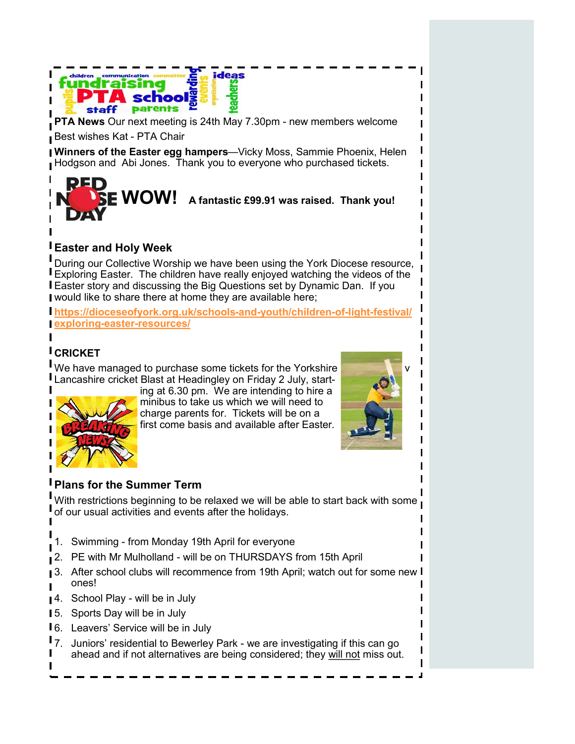**PTA News** Our next meeting is 24th May 7.30pm - new members welcome

Best wishes Kat - PTA Chair

**Winners of the Easter egg hampers**—Vicky Moss, Sammie Phoenix, Helen Hodgson and Abi Jones. Thank you to everyone who purchased tickets.

RED NOSE DAY **WOW!** **A fantastic £99.91 was raised. Thank you!**

## Easter and Holy Week

During our Collective Worship we have been using the York Diocese resource, Exploring Easter. The children have really enjoyed watching the videos of the Easter story and discussing the Big Questions set by Dynamic Dan. If you would like to share there at home they are available here;

**https://dioceseofyork.org.uk/schools-and-youth/children-of-light-festival/exploring-easter-resources/**

## CRICKET

We have managed to purchase some tickets for the Yorkshire v Lancashire cricket Blast at Headingley on Friday 2 July, starting at 6.30 pm. We are intending to hire a minibus to take us which we will need to charge parents for. Tickets will be on a first come basis and available after Easter.

## Plans for the Summer Term

With restrictions beginning to be relaxed we will be able to start back with some of our usual activities and events after the holidays.

1. Swimming - from Monday 19th April for everyone
2. PE with Mr Mulholland - will be on THURSDAYS from 15th April
3. After school clubs will recommence from 19th April; watch out for some new ones!
4. School Play - will be in July
5. Sports Day will be in July
6. Leavers' Service will be in July
7. Juniors' residential to Bewerley Park - we are investigating if this can go ahead and if not alternatives are being considered; they will not miss out.